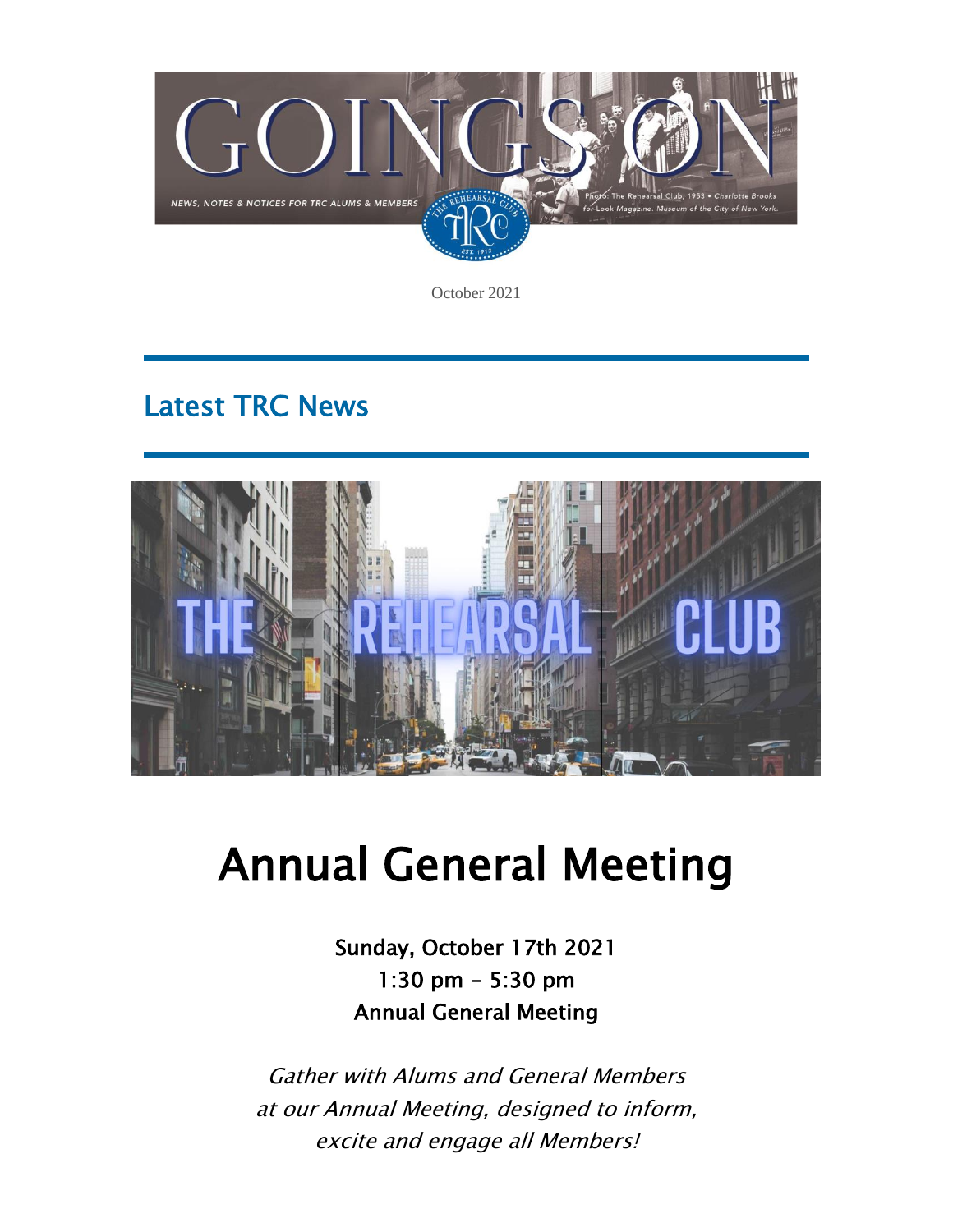# GOINGS ON

NEWS, NOTES & NOTICES FOR TRC ALUMS & MEMBERS

Photo: The Rehearsal Club, 1953 • Charlotte Brooks for Look Magazine. Museum of the City of New York.

October 2021

## Latest TRC News

# Annual General Meeting

**Sunday, October 17th 2021**
**1:30 pm - 5:30 pm**
**Annual General Meeting**

*Gather with Alums and General Members at our Annual Meeting, designed to inform, excite and engage all Members!*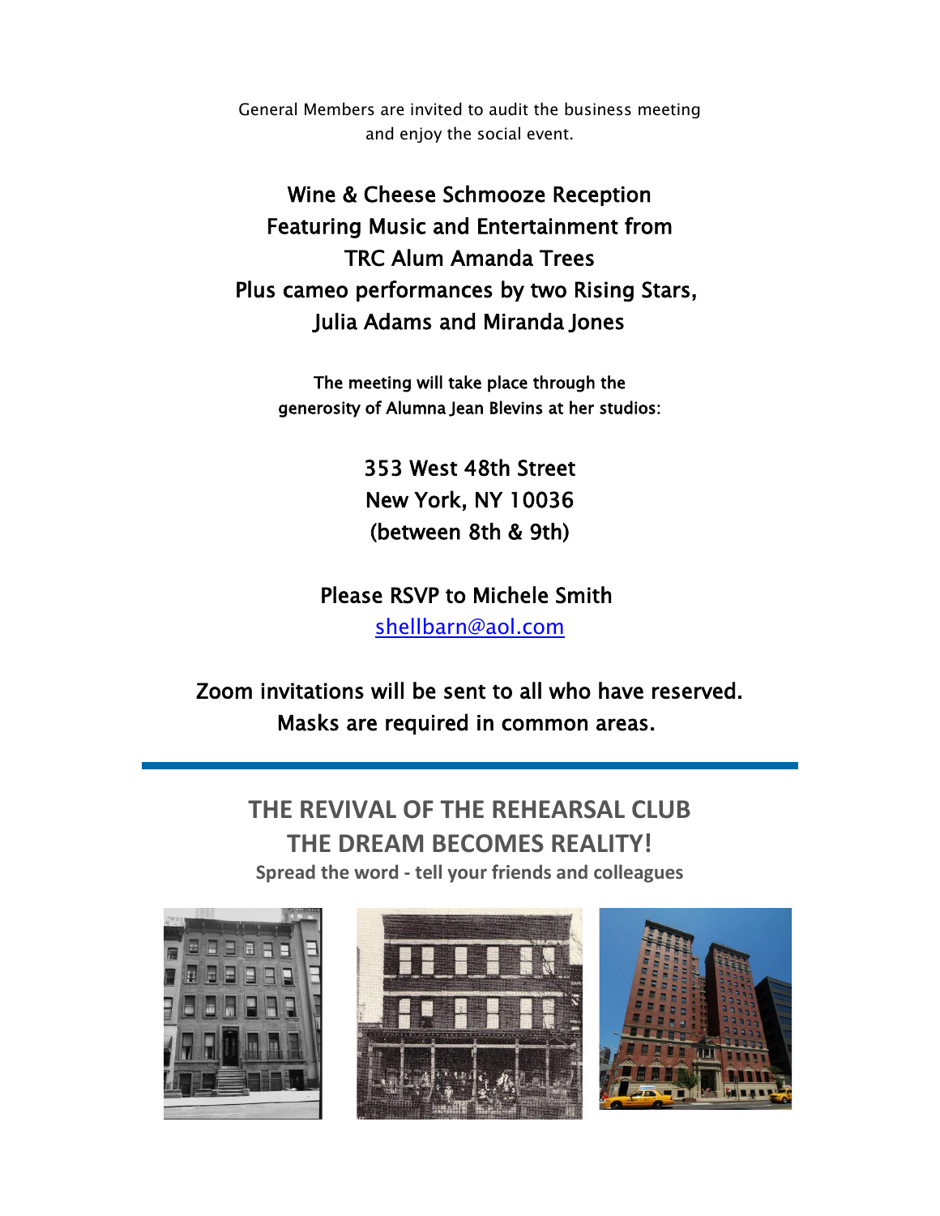General Members are invited to audit the business meeting and enjoy the social event.

**Wine & Cheese Schmooze Reception**
**Featuring Music and Entertainment from**
**TRC Alum Amanda Trees**
**Plus cameo performances by two Rising Stars,**
**Julia Adams and Miranda Jones**

The meeting will take place through the generosity of Alumna Jean Blevins at her studios:

353 West 48th Street
New York, NY 10036
(between 8th & 9th)

Please RSVP to Michele Smith
shellbarn@aol.com

Zoom invitations will be sent to all who have reserved.
Masks are required in common areas.

---

## THE REVIVAL OF THE REHEARSAL CLUB
## THE DREAM BECOMES REALITY!

**Spread the word - tell your friends and colleagues**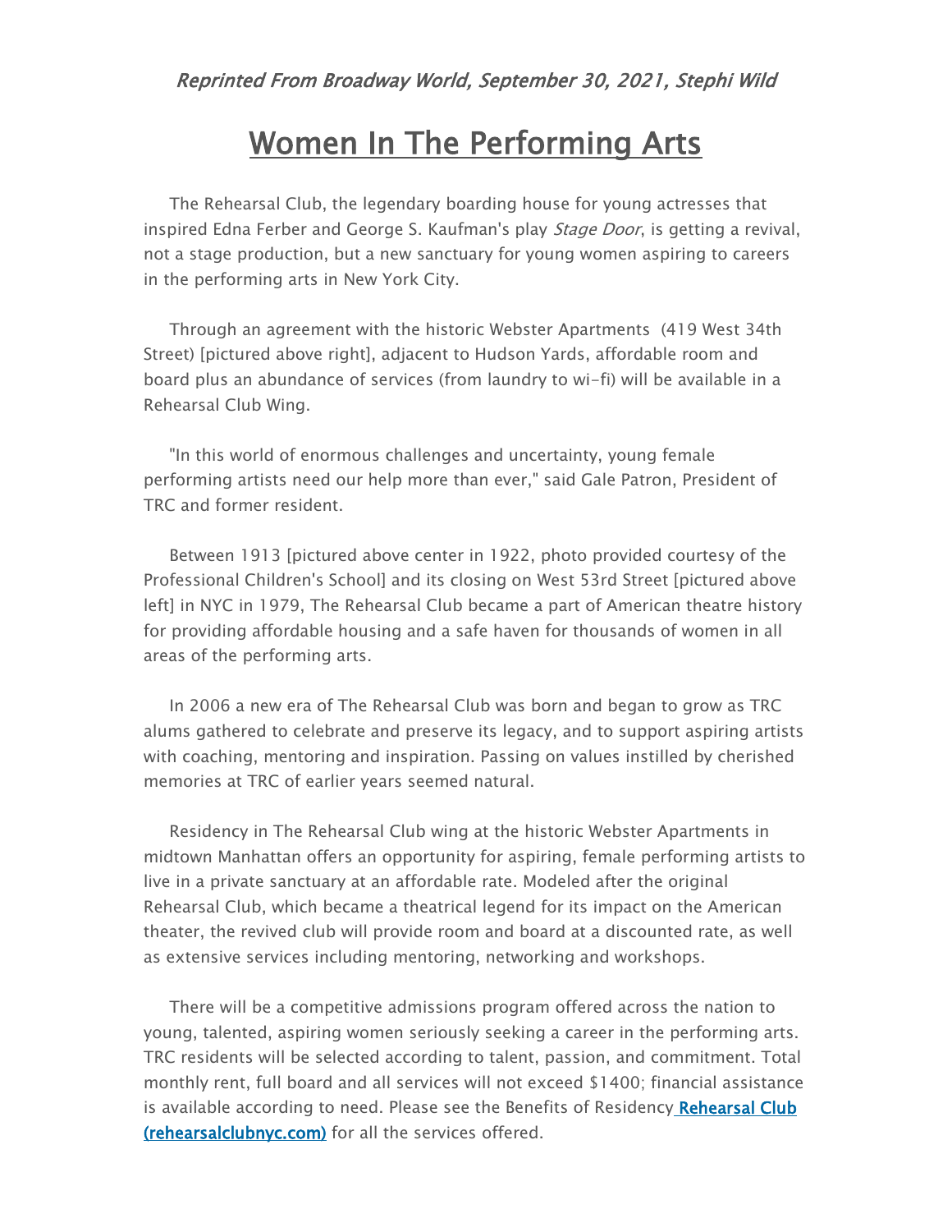*Reprinted From Broadway World, September 30, 2021, Stephi Wild*

# Women In The Performing Arts

The Rehearsal Club, the legendary boarding house for young actresses that inspired Edna Ferber and George S. Kaufman's play *Stage Door*, is getting a revival, not a stage production, but a new sanctuary for young women aspiring to careers in the performing arts in New York City.

Through an agreement with the historic Webster Apartments (419 West 34th Street) [pictured above right], adjacent to Hudson Yards, affordable room and board plus an abundance of services (from laundry to wi-fi) will be available in a Rehearsal Club Wing.

"In this world of enormous challenges and uncertainty, young female performing artists need our help more than ever," said Gale Patron, President of TRC and former resident.

Between 1913 [pictured above center in 1922, photo provided courtesy of the Professional Children's School] and its closing on West 53rd Street [pictured above left] in NYC in 1979, The Rehearsal Club became a part of American theatre history for providing affordable housing and a safe haven for thousands of women in all areas of the performing arts.

In 2006 a new era of The Rehearsal Club was born and began to grow as TRC alums gathered to celebrate and preserve its legacy, and to support aspiring artists with coaching, mentoring and inspiration. Passing on values instilled by cherished memories at TRC of earlier years seemed natural.

Residency in The Rehearsal Club wing at the historic Webster Apartments in midtown Manhattan offers an opportunity for aspiring, female performing artists to live in a private sanctuary at an affordable rate. Modeled after the original Rehearsal Club, which became a theatrical legend for its impact on the American theater, the revived club will provide room and board at a discounted rate, as well as extensive services including mentoring, networking and workshops.

There will be a competitive admissions program offered across the nation to young, talented, aspiring women seriously seeking a career in the performing arts. TRC residents will be selected according to talent, passion, and commitment. Total monthly rent, full board and all services will not exceed $1400; financial assistance is available according to need. Please see the Benefits of Residency **Rehearsal Club (rehearsalclubnyc.com)** for all the services offered.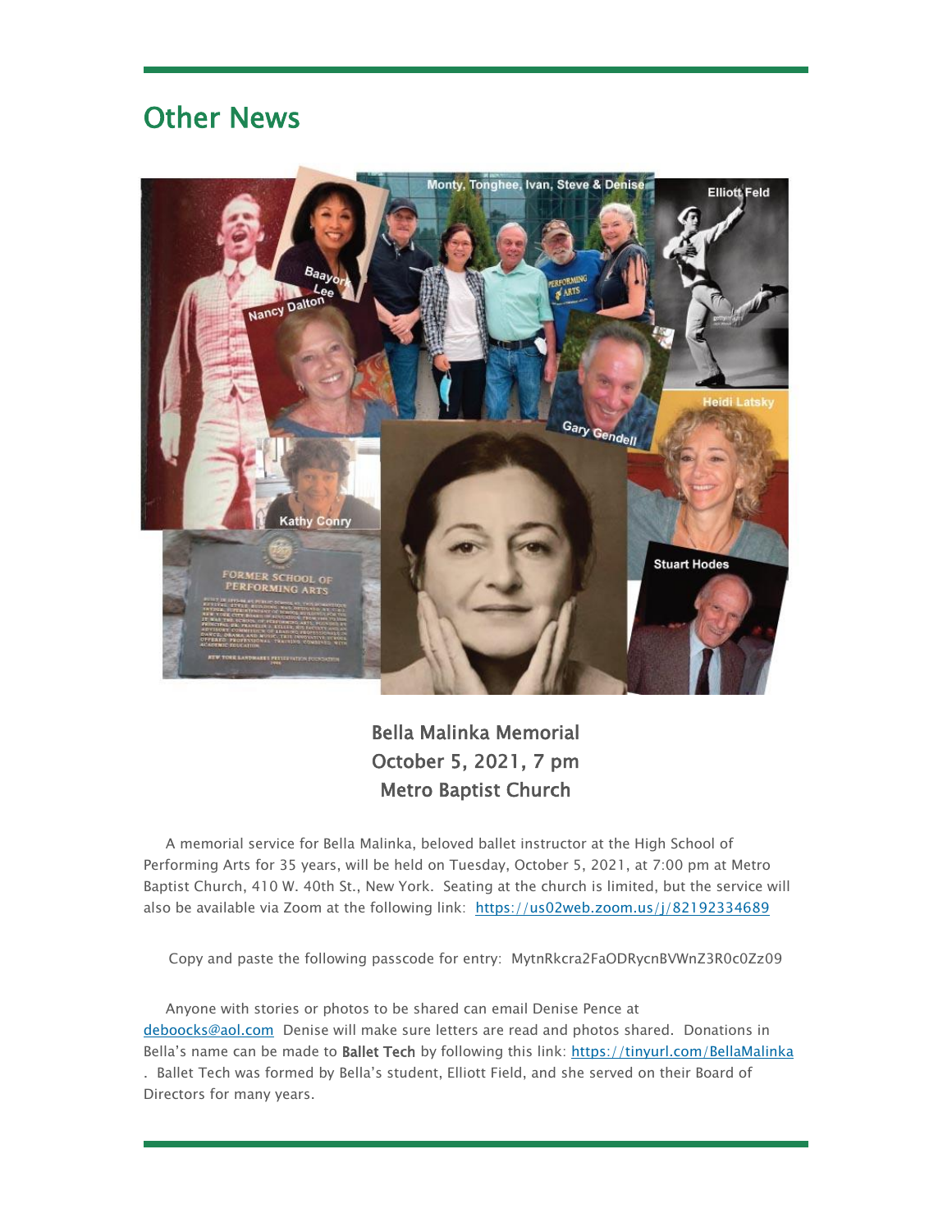## Other News

**Bella Malinka Memorial**
**October 5, 2021, 7 pm**
**Metro Baptist Church**

A memorial service for Bella Malinka, beloved ballet instructor at the High School of Performing Arts for 35 years, will be held on Tuesday, October 5, 2021, at 7:00 pm at Metro Baptist Church, 410 W. 40th St., New York. Seating at the church is limited, but the service will also be available via Zoom at the following link: https://us02web.zoom.us/j/82192334689

Copy and paste the following passcode for entry: MytnRkcra2FaODRycnBVWnZ3R0c0Zz09

Anyone with stories or photos to be shared can email Denise Pence at deboocks@aol.com Denise will make sure letters are read and photos shared. Donations in Bella's name can be made to **Ballet Tech** by following this link: https://tinyurl.com/BellaMalinka . Ballet Tech was formed by Bella's student, Elliott Field, and she served on their Board of Directors for many years.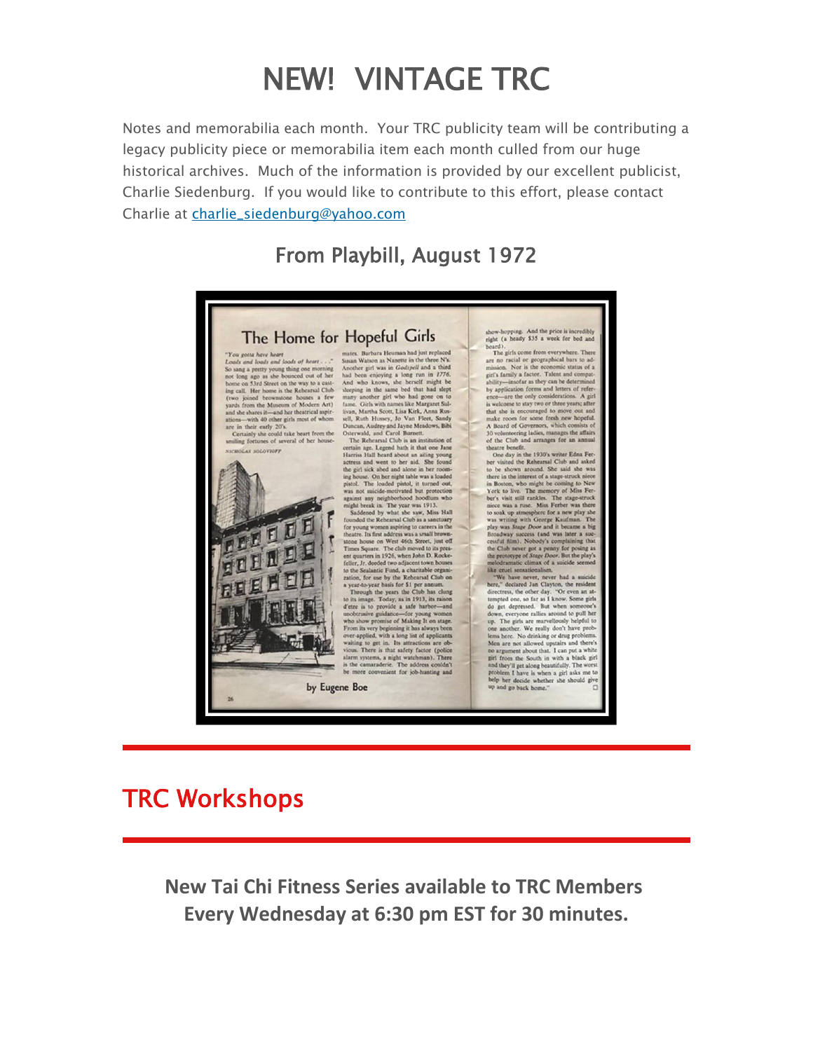# NEW! VINTAGE TRC

Notes and memorabilia each month. Your TRC publicity team will be contributing a legacy publicity piece or memorabilia item each month culled from our huge historical archives. Much of the information is provided by our excellent publicist, Charlie Siedenburg. If you would like to contribute to this effort, please contact Charlie at charlie_siedenburg@yahoo.com

## From Playbill, August 1972

### The Home for Hopeful Girls

by Eugene Boe

*"You gotta have heart*
*Loads and loads and loads of heart . . ."*
So sang a pretty young thing one morning not long ago as she bounced out of her home on 53rd Street on the way to a casting call. Her home is the Rehearsal Club (two joined brownstone houses a few yards from the Museum of Modern Art) and she shares it—and her theatrical aspirations—with 40 other girls most of whom are in their early 20's.

Certainly she could take heart from the smiling fortunes of several of her housemates. Barbara Heuman had just replaced Susan Watson as Nanette in the three N's. Another girl was in *Godspell* and a third had been enjoying a long run in *1776*. And who knows, she herself might be sleeping in the same bed that had slept many another girl who had gone on to fame. Girls with names like Margaret Sullivan, Martha Scott, Lisa Kirk, Anna Russell, Ruth Hussey, Jo Van Fleet, Sandy Duncan, Audrey and Jayne Meadows, Bibi Osterwald, and Carol Burnett.

The Rehearsal Club is an institution of certain age. Legend hath it that one Jane Harriss Hall heard about an ailing young actress and went to her aid. She found the girl sick abed and alone in her rooming house. On her night table was a loaded pistol. The loaded pistol, it turned out, was not suicide-motivated but protection against any neighborhood hoodlum who might break in. The year was 1913.

Saddened by what she saw, Miss Hall founded the Rehearsal Club as a sanctuary for young women aspiring to careers in the theatre. Its first address was a small brownstone house on West 46th Street, just off Times Square. The club moved to its present quarters in 1926, when John D. Rockefeller, Jr. deeded two adjacent town houses to the Sealantic Fund, a charitable organization, for use by the Rehearsal Club on a year-to-year basis for $1 per annum.

Through the years the Club has clung to its image. Today, as in 1913, its raison d'etre is to provide a safe harbor—and unobtrusive guidance—for young women who show promise of Making It on stage. From its very beginning it has always been over-applied, with a long list of applicants waiting to get in. Its attractions are obvious. There is that safety factor (police alarm systems, a night watchman). There is the camaraderie. The address couldn't be more convenient for job-hunting and show-hopping. And the price is incredibly right (a heady $35 a week for bed and board).

The girls come from everywhere. There are no racial or geographical bars to admission. Nor is the economic status of a girl's family a factor. Talent and compatability—insofar as they can be determined by application forms and letters of reference—are the only considerations. A girl is welcome to stay two or three years; after that she is encouraged to move out and make room for some fresh new hopeful. A Board of Governors, which consists of 30 volunteering ladies, manages the affairs of the Club and arranges for an annual theatre benefit.

One day in the 1930's writer Edna Ferber visited the Rehearsal Club and asked to be shown around. She said she was there in the interest of a stage-struck niece in Boston, who might be coming to New York to live. The memory of Miss Ferber's visit still rankles. The stage-struck niece was a ruse. Miss Ferber was there to soak up atmosphere for a new play she was writing with George Kaufman. The play was *Stage Door* and it became a big Broadway success (and was later a successful film). Nobody's complaining that the Club never got a penny for posing as the prototype of *Stage Door*. But the play's melodramatic climax of a suicide seemed like cruel sensationalism.

"We have never, never had a suicide here," declared Jan Clayton, the resident directress, the other day. "Or even an attempted one, so far as I know. Some girls do get depressed. But when someone's down, everyone rallies around to pull her up. The girls are marvellously helpful to one another. We really don't have problems here. No drinking or drug problems. Men are not allowed upstairs and there's no argument about that. I can put a white girl from the South in with a black girl and they'll get along beautifully. The worst problem I have is when a girl asks me to help her decide whether she should give up and go back home."

---

## TRC Workshops

---

**New Tai Chi Fitness Series available to TRC Members Every Wednesday at 6:30 pm EST for 30 minutes.**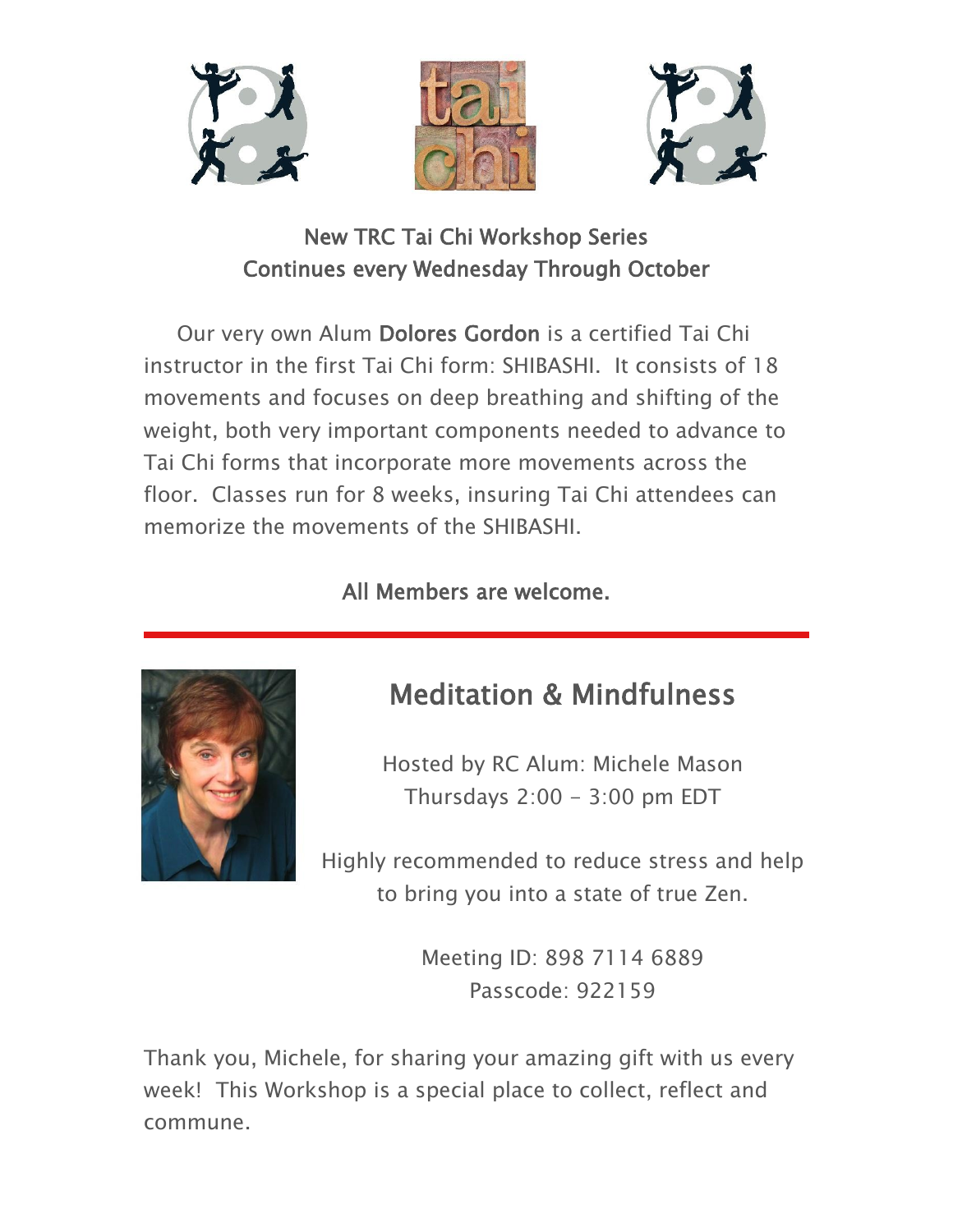**New TRC Tai Chi Workshop Series**
**Continues every Wednesday Through October**

Our very own Alum **Dolores Gordon** is a certified Tai Chi instructor in the first Tai Chi form: SHIBASHI. It consists of 18 movements and focuses on deep breathing and shifting of the weight, both very important components needed to advance to Tai Chi forms that incorporate more movements across the floor. Classes run for 8 weeks, insuring Tai Chi attendees can memorize the movements of the SHIBASHI.

**All Members are welcome.**

---

## Meditation & Mindfulness

Hosted by RC Alum: Michele Mason
Thursdays 2:00 - 3:00 pm EDT

Highly recommended to reduce stress and help to bring you into a state of true Zen.

Meeting ID: 898 7114 6889
Passcode: 922159

Thank you, Michele, for sharing your amazing gift with us every week! This Workshop is a special place to collect, reflect and commune.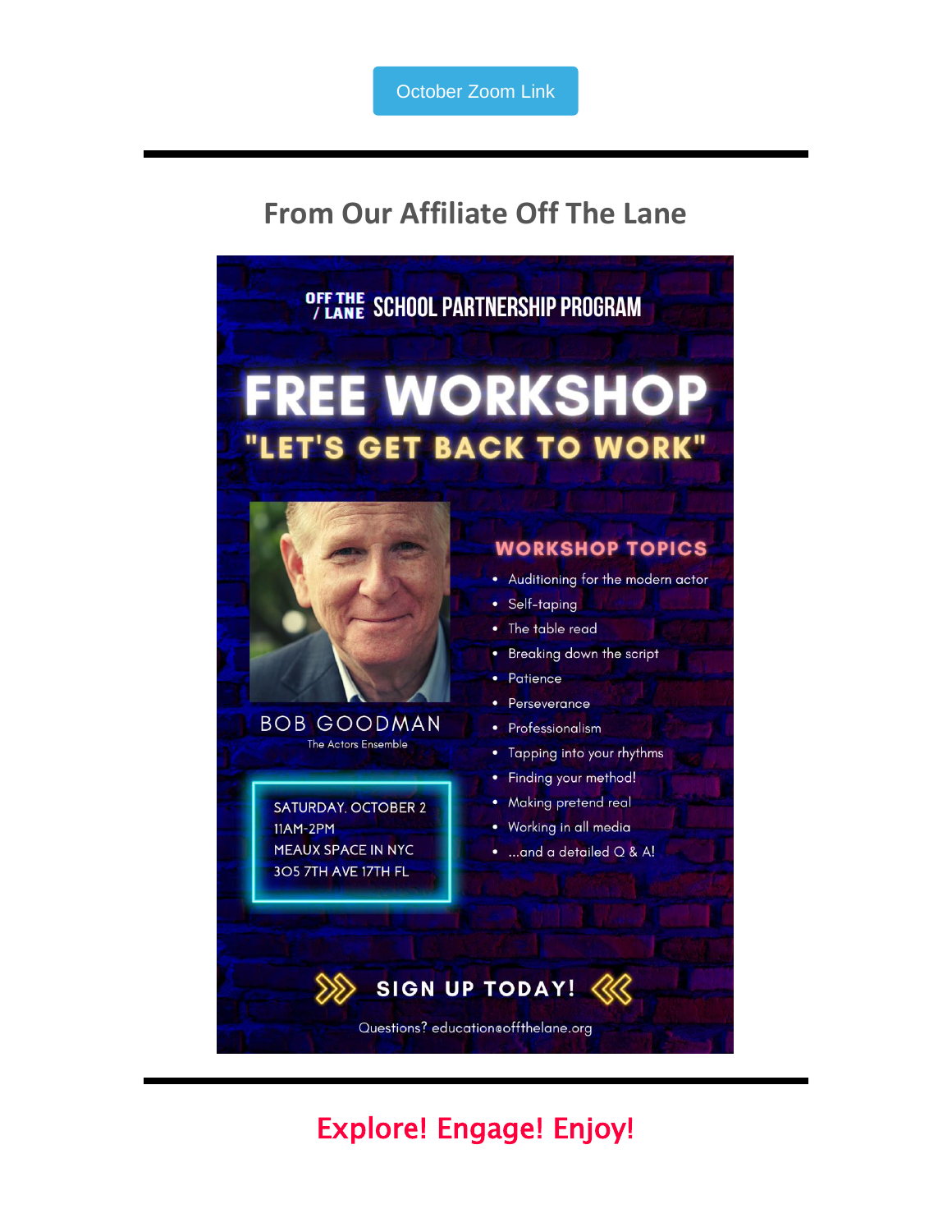October Zoom Link

---

## From Our Affiliate Off The Lane

OFF THE / LANE SCHOOL PARTNERSHIP PROGRAM

# FREE WORKSHOP

## "LET'S GET BACK TO WORK"

BOB GOODMAN
The Actors Ensemble

SATURDAY, OCTOBER 2
11AM-2PM
MEAUX SPACE IN NYC
305 7TH AVE 17TH FL

### WORKSHOP TOPICS

- Auditioning for the modern actor
- Self-taping
- The table read
- Breaking down the script
- Patience
- Perseverance
- Professionalism
- Tapping into your rhythms
- Finding your method!
- Making pretend real
- Working in all media
- ...and a detailed Q & A!

**SIGN UP TODAY!**

Questions? education@offthelane.org

---

## Explore! Engage! Enjoy!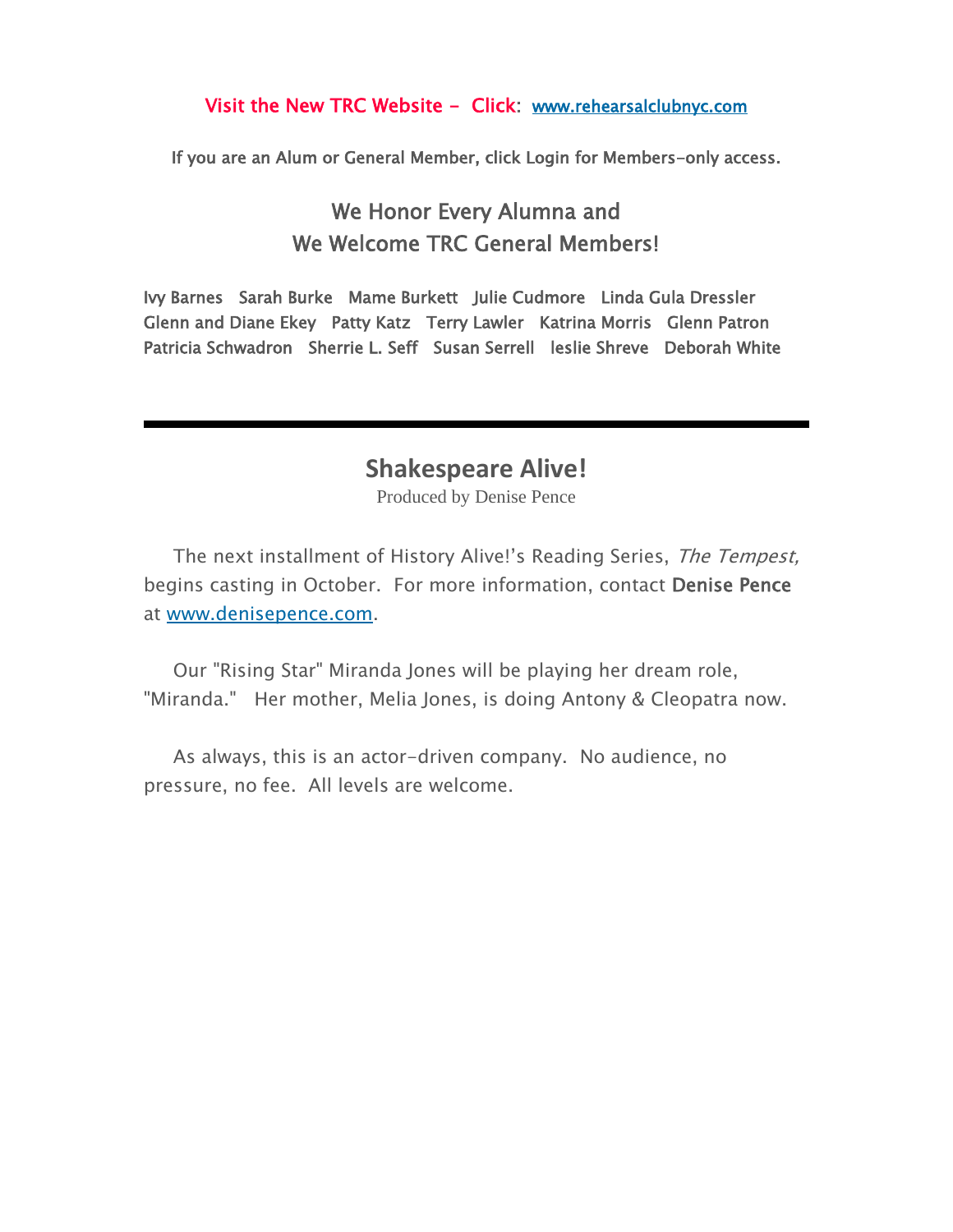Visit the New TRC Website - Click: [www.rehearsalclubnyc.com](http://www.rehearsalclubnyc.com)

If you are an Alum or General Member, click Login for Members-only access.

## We Honor Every Alumna and We Welcome TRC General Members!

Ivy Barnes   Sarah Burke   Mame Burkett   Julie Cudmore   Linda Gula Dressler   Glenn and Diane Ekey   Patty Katz   Terry Lawler   Katrina Morris   Glenn Patron   Patricia Schwadron   Sherrie L. Seff   Susan Serrell   leslie Shreve   Deborah White

---

## Shakespeare Alive!

Produced by Denise Pence

The next installment of History Alive!'s Reading Series, *The Tempest,* begins casting in October. For more information, contact **Denise Pence** at [www.denisepence.com](http://www.denisepence.com).

Our "Rising Star" Miranda Jones will be playing her dream role, "Miranda." Her mother, Melia Jones, is doing Antony & Cleopatra now.

As always, this is an actor-driven company. No audience, no pressure, no fee. All levels are welcome.